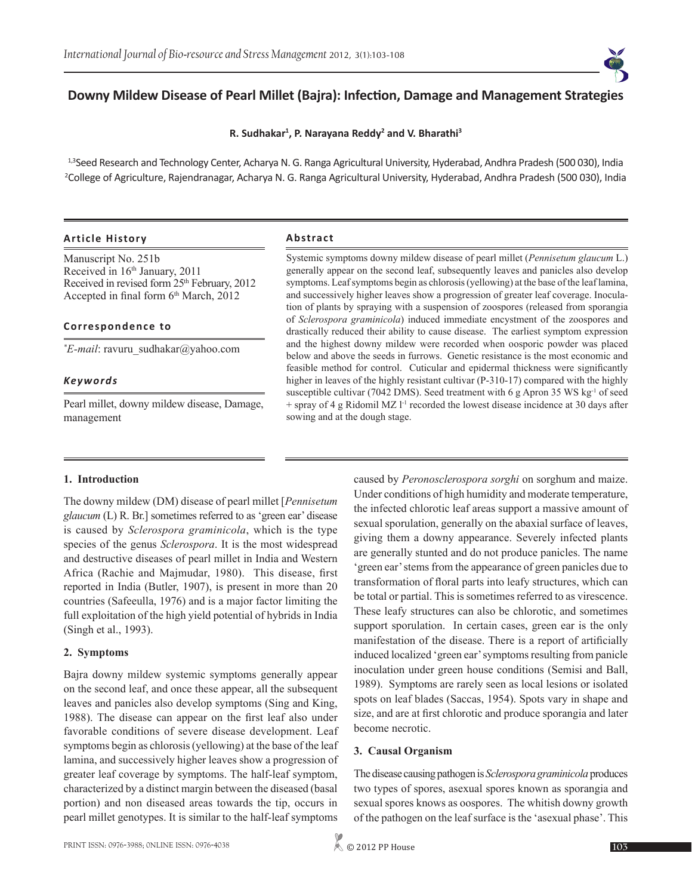# Downy Mildew Disease of Pearl Millet (Bajra): Infection, Damage and Management Strategies

**R. Sudhakar[1], P. Narayana Reddy[2] and V. Bharathi[3]**

[1,3]Seed Research and Technology Center, Acharya N. G. Ranga Agricultural University, Hyderabad, Andhra Pradesh (500 030), India
[2]College of Agriculture, Rajendranagar, Acharya N. G. Ranga Agricultural University, Hyderabad, Andhra Pradesh (500 030), India

### Article History

Manuscript No. 251b
Received in 16th January, 2011
Received in revised form 25th February, 2012
Accepted in final form 6th March, 2012

### Correspondence to

*\*E-mail*: ravuru_sudhakar@yahoo.com

### *Keywords*

Pearl millet, downy mildew disease, Damage, management

### Abstract

Systemic symptoms downy mildew disease of pearl millet (*Pennisetum glaucum* L.) generally appear on the second leaf, subsequently leaves and panicles also develop symptoms. Leaf symptoms begin as chlorosis (yellowing) at the base of the leaf lamina, and successively higher leaves show a progression of greater leaf coverage. Inoculation of plants by spraying with a suspension of zoospores (released from sporangia of *Sclerospora graminicola*) induced immediate encystment of the zoospores and drastically reduced their ability to cause disease. The earliest symptom expression and the highest downy mildew were recorded when oosporic powder was placed below and above the seeds in furrows. Genetic resistance is the most economic and feasible method for control. Cuticular and epidermal thickness were significantly higher in leaves of the highly resistant cultivar (P-310-17) compared with the highly susceptible cultivar (7042 DMS). Seed treatment with 6 g Apron 35 WS $kg^{-1}$ of seed + spray of 4 g Ridomil MZ $l^{-1}$ recorded the lowest disease incidence at 30 days after sowing and at the dough stage.

## 1. Introduction

The downy mildew (DM) disease of pearl millet [*Pennisetum glaucum* (L) R. Br.] sometimes referred to as 'green ear' disease is caused by *Sclerospora graminicola*, which is the type species of the genus *Sclerospora*. It is the most widespread and destructive diseases of pearl millet in India and Western Africa (Rachie and Majmudar, 1980). This disease, first reported in India (Butler, 1907), is present in more than 20 countries (Safeeulla, 1976) and is a major factor limiting the full exploitation of the high yield potential of hybrids in India (Singh et al., 1993).

## 2. Symptoms

Bajra downy mildew systemic symptoms generally appear on the second leaf, and once these appear, all the subsequent leaves and panicles also develop symptoms (Sing and King, 1988). The disease can appear on the first leaf also under favorable conditions of severe disease development. Leaf symptoms begin as chlorosis (yellowing) at the base of the leaf lamina, and successively higher leaves show a progression of greater leaf coverage by symptoms. The half-leaf symptom, characterized by a distinct margin between the diseased (basal portion) and non diseased areas towards the tip, occurs in pearl millet genotypes. It is similar to the half-leaf symptoms caused by *Peronosclerospora sorghi* on sorghum and maize. Under conditions of high humidity and moderate temperature, the infected chlorotic leaf areas support a massive amount of sexual sporulation, generally on the abaxial surface of leaves, giving them a downy appearance. Severely infected plants are generally stunted and do not produce panicles. The name 'green ear' stems from the appearance of green panicles due to transformation of floral parts into leafy structures, which can be total or partial. This is sometimes referred to as virescence. These leafy structures can also be chlorotic, and sometimes support sporulation. In certain cases, green ear is the only manifestation of the disease. There is a report of artificially induced localized 'green ear' symptoms resulting from panicle inoculation under green house conditions (Semisi and Ball, 1989). Symptoms are rarely seen as local lesions or isolated spots on leaf blades (Saccas, 1954). Spots vary in shape and size, and are at first chlorotic and produce sporangia and later become necrotic.

## 3. Causal Organism

The disease causing pathogen is *Sclerospora graminicola* produces two types of spores, asexual spores known as sporangia and sexual spores knows as oospores. The whitish downy growth of the pathogen on the leaf surface is the 'asexual phase'. This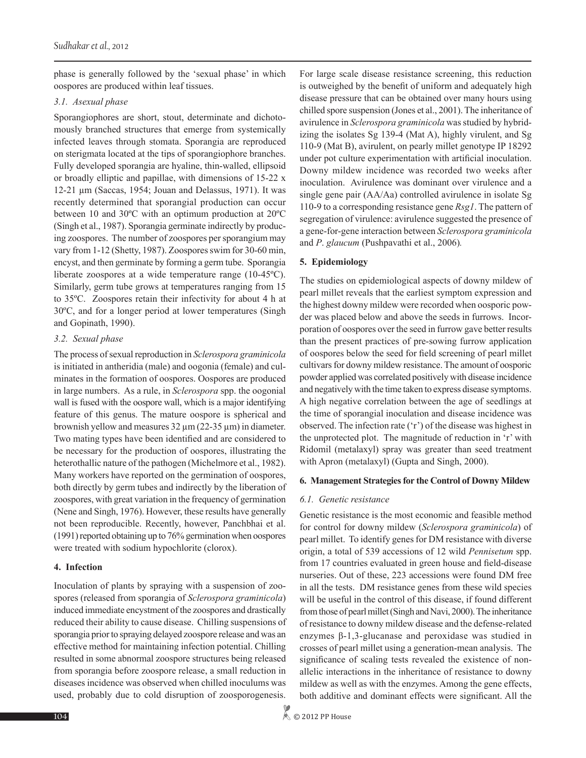phase is generally followed by the 'sexual phase' in which oospores are produced within leaf tissues.

### *3.1. Asexual phase*

Sporangiophores are short, stout, determinate and dichotomously branched structures that emerge from systemically infected leaves through stomata. Sporangia are reproduced on sterigmata located at the tips of sporangiophore branches. Fully developed sporangia are hyaline, thin-walled, ellipsoid or broadly elliptic and papillae, with dimensions of 15-22 x 12-21 µm (Saccas, 1954; Jouan and Delassus, 1971). It was recently determined that sporangial production can occur between 10 and 30ºC with an optimum production at 20ºC (Singh et al., 1987). Sporangia germinate indirectly by producing zoospores. The number of zoospores per sporangium may vary from 1-12 (Shetty, 1987). Zoospores swim for 30-60 min, encyst, and then germinate by forming a germ tube. Sporangia liberate zoospores at a wide temperature range (10-45ºC). Similarly, germ tube grows at temperatures ranging from 15 to 35ºC. Zoospores retain their infectivity for about 4 h at 30ºC, and for a longer period at lower temperatures (Singh and Gopinath, 1990).

### *3.2. Sexual phase*

The process of sexual reproduction in *Sclerospora graminicola* is initiated in antheridia (male) and oogonia (female) and culminates in the formation of oospores. Oospores are produced in large numbers. As a rule, in *Sclerospora* spp. the oogonial wall is fused with the oospore wall, which is a major identifying feature of this genus. The mature oospore is spherical and brownish yellow and measures 32 µm (22-35 µm) in diameter. Two mating types have been identified and are considered to be necessary for the production of oospores, illustrating the heterothallic nature of the pathogen (Michelmore et al., 1982). Many workers have reported on the germination of oospores, both directly by germ tubes and indirectly by the liberation of zoospores, with great variation in the frequency of germination (Nene and Singh, 1976). However, these results have generally not been reproducible. Recently, however, Panchbhai et al. (1991) reported obtaining up to 76% germination when oospores were treated with sodium hypochlorite (clorox).

## 4. Infection

Inoculation of plants by spraying with a suspension of zoospores (released from sporangia of *Sclerospora graminicola*) induced immediate encystment of the zoospores and drastically reduced their ability to cause disease. Chilling suspensions of sporangia prior to spraying delayed zoospore release and was an effective method for maintaining infection potential. Chilling resulted in some abnormal zoospore structures being released from sporangia before zoospore release, a small reduction in diseases incidence was observed when chilled inoculums was used, probably due to cold disruption of zoosporogenesis. For large scale disease resistance screening, this reduction is outweighed by the benefit of uniform and adequately high disease pressure that can be obtained over many hours using chilled spore suspension (Jones et al., 2001). The inheritance of avirulence in *Sclerospora graminicola* was studied by hybridizing the isolates Sg 139-4 (Mat A), highly virulent, and Sg 110-9 (Mat B), avirulent, on pearly millet genotype IP 18292 under pot culture experimentation with artificial inoculation. Downy mildew incidence was recorded two weeks after inoculation. Avirulence was dominant over virulence and a single gene pair (AA/Aa) controlled avirulence in isolate Sg 110-9 to a corresponding resistance gene *Rsg1*. The pattern of segregation of virulence: avirulence suggested the presence of a gene-for-gene interaction between *Sclerospora graminicola* and *P*. *glaucum* (Pushpavathi et al., 2006).

## 5. Epidemiology

The studies on epidemiological aspects of downy mildew of pearl millet reveals that the earliest symptom expression and the highest downy mildew were recorded when oosporic powder was placed below and above the seeds in furrows. Incorporation of oospores over the seed in furrow gave better results than the present practices of pre-sowing furrow application of oospores below the seed for field screening of pearl millet cultivars for downy mildew resistance. The amount of oosporic powder applied was correlated positively with disease incidence and negatively with the time taken to express disease symptoms. A high negative correlation between the age of seedlings at the time of sporangial inoculation and disease incidence was observed. The infection rate ('r') of the disease was highest in the unprotected plot. The magnitude of reduction in 'r' with Ridomil (metalaxyl) spray was greater than seed treatment with Apron (metalaxyl) (Gupta and Singh, 2000).

## 6. Management Strategies for the Control of Downy Mildew

### *6.1. Genetic resistance*

Genetic resistance is the most economic and feasible method for control for downy mildew (*Sclerospora graminicola*) of pearl millet. To identify genes for DM resistance with diverse origin, a total of 539 accessions of 12 wild *Pennisetum* spp. from 17 countries evaluated in green house and field-disease nurseries. Out of these, 223 accessions were found DM free in all the tests. DM resistance genes from these wild species will be useful in the control of this disease, if found different from those of pearl millet (Singh and Navi, 2000). The inheritance of resistance to downy mildew disease and the defense-related enzymes β-1,3-glucanase and peroxidase was studied in crosses of pearl millet using a generation-mean analysis. The significance of scaling tests revealed the existence of non-allelic interactions in the inheritance of resistance to downy mildew as well as with the enzymes. Among the gene effects, both additive and dominant effects were significant. All the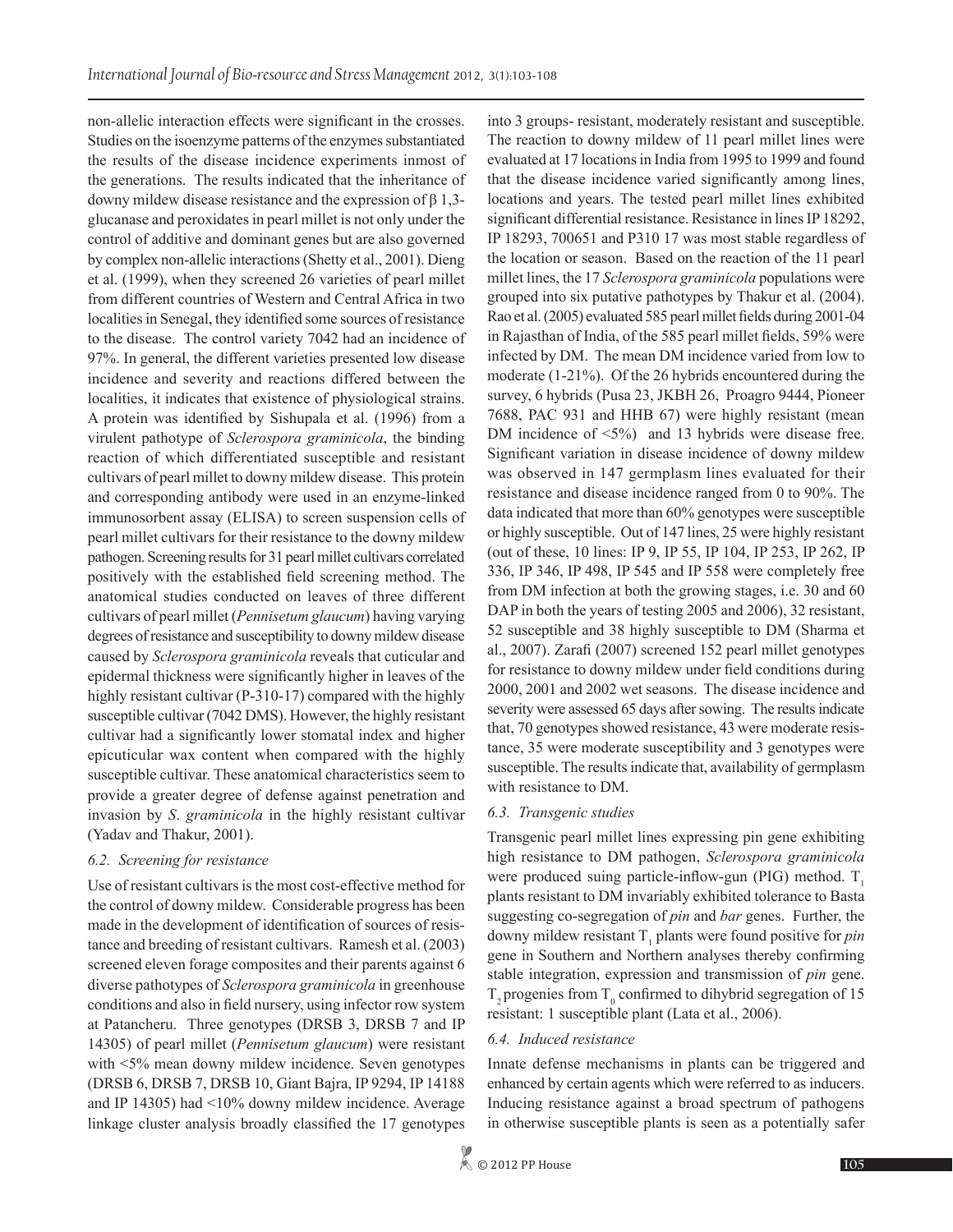non-allelic interaction effects were significant in the crosses. Studies on the isoenzyme patterns of the enzymes substantiated the results of the disease incidence experiments inmost of the generations. The results indicated that the inheritance of downy mildew disease resistance and the expression of β 1,3-glucanase and peroxidates in pearl millet is not only under the control of additive and dominant genes but are also governed by complex non-allelic interactions (Shetty et al., 2001). Dieng et al. (1999), when they screened 26 varieties of pearl millet from different countries of Western and Central Africa in two localities in Senegal, they identified some sources of resistance to the disease. The control variety 7042 had an incidence of 97%. In general, the different varieties presented low disease incidence and severity and reactions differed between the localities, it indicates that existence of physiological strains. A protein was identified by Sishupala et al. (1996) from a virulent pathotype of *Sclerospora graminicola*, the binding reaction of which differentiated susceptible and resistant cultivars of pearl millet to downy mildew disease. This protein and corresponding antibody were used in an enzyme-linked immunosorbent assay (ELISA) to screen suspension cells of pearl millet cultivars for their resistance to the downy mildew pathogen. Screening results for 31 pearl millet cultivars correlated positively with the established field screening method. The anatomical studies conducted on leaves of three different cultivars of pearl millet (*Pennisetum glaucum*) having varying degrees of resistance and susceptibility to downy mildew disease caused by *Sclerospora graminicola* reveals that cuticular and epidermal thickness were significantly higher in leaves of the highly resistant cultivar (P-310-17) compared with the highly susceptible cultivar (7042 DMS). However, the highly resistant cultivar had a significantly lower stomatal index and higher epicuticular wax content when compared with the highly susceptible cultivar. These anatomical characteristics seem to provide a greater degree of defense against penetration and invasion by *S*. *graminicola* in the highly resistant cultivar (Yadav and Thakur, 2001).

### *6.2. Screening for resistance*

Use of resistant cultivars is the most cost-effective method for the control of downy mildew. Considerable progress has been made in the development of identification of sources of resistance and breeding of resistant cultivars. Ramesh et al. (2003) screened eleven forage composites and their parents against 6 diverse pathotypes of *Sclerospora graminicola* in greenhouse conditions and also in field nursery, using infector row system at Patancheru. Three genotypes (DRSB 3, DRSB 7 and IP 14305) of pearl millet (*Pennisetum glaucum*) were resistant with <5% mean downy mildew incidence. Seven genotypes (DRSB 6, DRSB 7, DRSB 10, Giant Bajra, IP 9294, IP 14188 and IP 14305) had <10% downy mildew incidence. Average linkage cluster analysis broadly classified the 17 genotypes into 3 groups- resistant, moderately resistant and susceptible. The reaction to downy mildew of 11 pearl millet lines were evaluated at 17 locations in India from 1995 to 1999 and found that the disease incidence varied significantly among lines, locations and years. The tested pearl millet lines exhibited significant differential resistance. Resistance in lines IP 18292, IP 18293, 700651 and P310 17 was most stable regardless of the location or season. Based on the reaction of the 11 pearl millet lines, the 17 *Sclerospora graminicola* populations were grouped into six putative pathotypes by Thakur et al. (2004). Rao et al. (2005) evaluated 585 pearl millet fields during 2001-04 in Rajasthan of India, of the 585 pearl millet fields, 59% were infected by DM. The mean DM incidence varied from low to moderate (1-21%). Of the 26 hybrids encountered during the survey, 6 hybrids (Pusa 23, JKBH 26, Proagro 9444, Pioneer 7688, PAC 931 and HHB 67) were highly resistant (mean DM incidence of <5%) and 13 hybrids were disease free. Significant variation in disease incidence of downy mildew was observed in 147 germplasm lines evaluated for their resistance and disease incidence ranged from 0 to 90%. The data indicated that more than 60% genotypes were susceptible or highly susceptible. Out of 147 lines, 25 were highly resistant (out of these, 10 lines: IP 9, IP 55, IP 104, IP 253, IP 262, IP 336, IP 346, IP 498, IP 545 and IP 558 were completely free from DM infection at both the growing stages, i.e. 30 and 60 DAP in both the years of testing 2005 and 2006), 32 resistant, 52 susceptible and 38 highly susceptible to DM (Sharma et al., 2007). Zarafi (2007) screened 152 pearl millet genotypes for resistance to downy mildew under field conditions during 2000, 2001 and 2002 wet seasons. The disease incidence and severity were assessed 65 days after sowing. The results indicate that, 70 genotypes showed resistance, 43 were moderate resistance, 35 were moderate susceptibility and 3 genotypes were susceptible. The results indicate that, availability of germplasm with resistance to DM.

### *6.3. Transgenic studies*

Transgenic pearl millet lines expressing pin gene exhibiting high resistance to DM pathogen, *Sclerospora graminicola* were produced suing particle-inflow-gun (PIG) method. $T_1$ plants resistant to DM invariably exhibited tolerance to Basta suggesting co-segregation of *pin* and *bar* genes. Further, the downy mildew resistant $T_1$ plants were found positive for *pin* gene in Southern and Northern analyses thereby confirming stable integration, expression and transmission of *pin* gene. $T_2$ progenies from $T_0$ confirmed to dihybrid segregation of 15 resistant: 1 susceptible plant (Lata et al., 2006).

### *6.4. Induced resistance*

Innate defense mechanisms in plants can be triggered and enhanced by certain agents which were referred to as inducers. Inducing resistance against a broad spectrum of pathogens in otherwise susceptible plants is seen as a potentially safer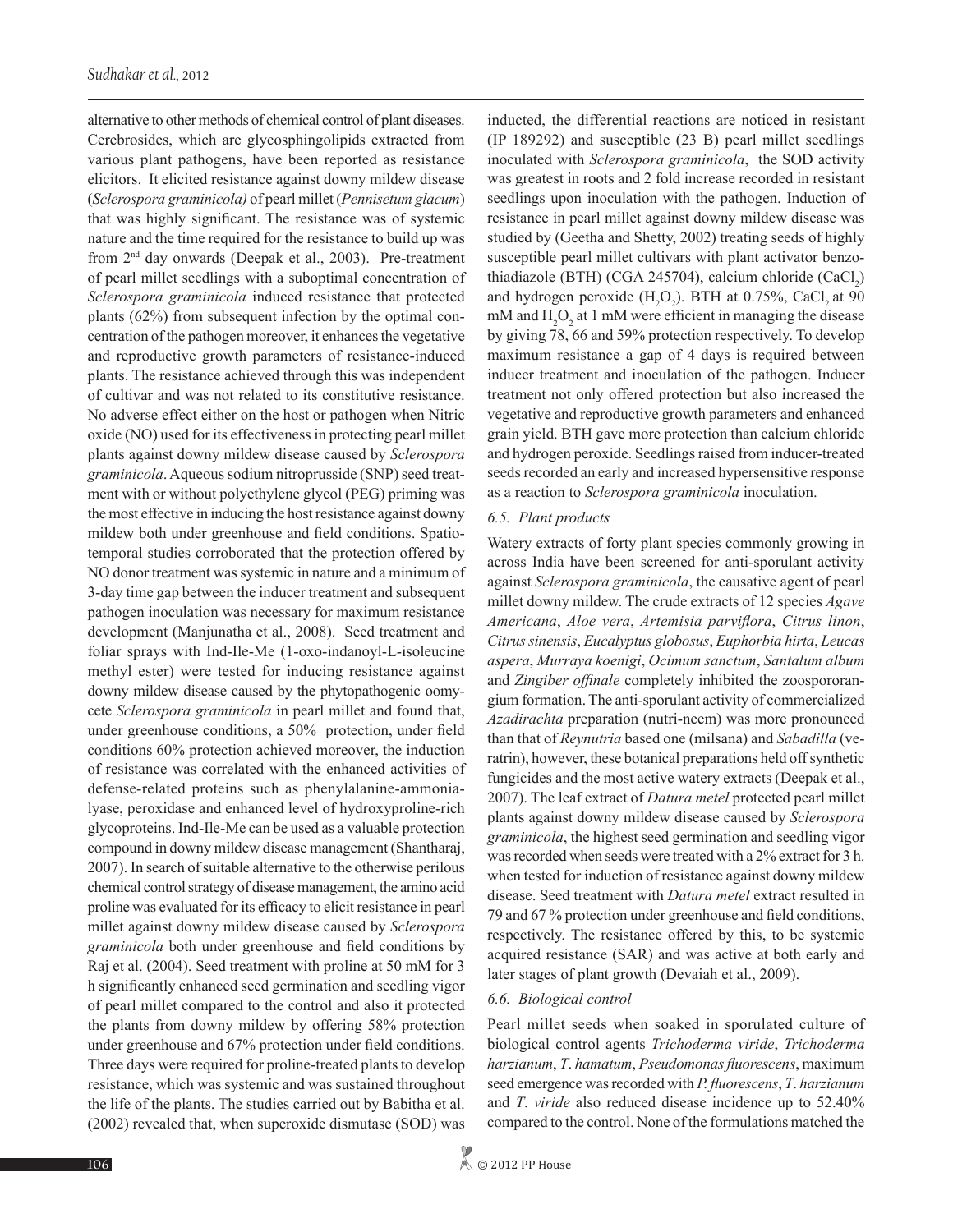alternative to other methods of chemical control of plant diseases. Cerebrosides, which are glycosphingolipids extracted from various plant pathogens, have been reported as resistance elicitors. It elicited resistance against downy mildew disease (*Sclerospora graminicola)* of pearl millet (*Pennisetum glacum*) that was highly significant. The resistance was of systemic nature and the time required for the resistance to build up was from 2nd day onwards (Deepak et al., 2003). Pre-treatment of pearl millet seedlings with a suboptimal concentration of *Sclerospora graminicola* induced resistance that protected plants (62%) from subsequent infection by the optimal concentration of the pathogen moreover, it enhances the vegetative and reproductive growth parameters of resistance-induced plants. The resistance achieved through this was independent of cultivar and was not related to its constitutive resistance. No adverse effect either on the host or pathogen when Nitric oxide (NO) used for its effectiveness in protecting pearl millet plants against downy mildew disease caused by *Sclerospora graminicola*. Aqueous sodium nitroprusside (SNP) seed treatment with or without polyethylene glycol (PEG) priming was the most effective in inducing the host resistance against downy mildew both under greenhouse and field conditions. Spatio-temporal studies corroborated that the protection offered by NO donor treatment was systemic in nature and a minimum of 3-day time gap between the inducer treatment and subsequent pathogen inoculation was necessary for maximum resistance development (Manjunatha et al., 2008). Seed treatment and foliar sprays with Ind-Ile-Me (1-oxo-indanoyl-L-isoleucine methyl ester) were tested for inducing resistance against downy mildew disease caused by the phytopathogenic oomycete *Sclerospora graminicola* in pearl millet and found that, under greenhouse conditions, a 50% protection, under field conditions 60% protection achieved moreover, the induction of resistance was correlated with the enhanced activities of defense-related proteins such as phenylalanine-ammonia-lyase, peroxidase and enhanced level of hydroxyproline-rich glycoproteins. Ind-Ile-Me can be used as a valuable protection compound in downy mildew disease management (Shantharaj, 2007). In search of suitable alternative to the otherwise perilous chemical control strategy of disease management, the amino acid proline was evaluated for its efficacy to elicit resistance in pearl millet against downy mildew disease caused by *Sclerospora graminicola* both under greenhouse and field conditions by Raj et al. (2004). Seed treatment with proline at 50 mM for 3 h significantly enhanced seed germination and seedling vigor of pearl millet compared to the control and also it protected the plants from downy mildew by offering 58% protection under greenhouse and 67% protection under field conditions. Three days were required for proline-treated plants to develop resistance, which was systemic and was sustained throughout the life of the plants. The studies carried out by Babitha et al. (2002) revealed that, when superoxide dismutase (SOD) was inducted, the differential reactions are noticed in resistant (IP 189292) and susceptible (23 B) pearl millet seedlings inoculated with *Sclerospora graminicola*, the SOD activity was greatest in roots and 2 fold increase recorded in resistant seedlings upon inoculation with the pathogen. Induction of resistance in pearl millet against downy mildew disease was studied by (Geetha and Shetty, 2002) treating seeds of highly susceptible pearl millet cultivars with plant activator benzothiadiazole (BTH) (CGA 245704), calcium chloride ($CaCl_2$) and hydrogen peroxide ($H_2O_2$). BTH at 0.75%, $CaCl_2$ at 90 mM and $H_2O_2$ at 1 mM were efficient in managing the disease by giving 78, 66 and 59% protection respectively. To develop maximum resistance a gap of 4 days is required between inducer treatment and inoculation of the pathogen. Inducer treatment not only offered protection but also increased the vegetative and reproductive growth parameters and enhanced grain yield. BTH gave more protection than calcium chloride and hydrogen peroxide. Seedlings raised from inducer-treated seeds recorded an early and increased hypersensitive response as a reaction to *Sclerospora graminicola* inoculation.

### *6.5. Plant products*

Watery extracts of forty plant species commonly growing in across India have been screened for anti-sporulant activity against *Sclerospora graminicola*, the causative agent of pearl millet downy mildew. The crude extracts of 12 species *Agave Americana*, *Aloe vera*, *Artemisia parviflora*, *Citrus linon*, *Citrus sinensis*, *Eucalyptus globosus*, *Euphorbia hirta*, *Leucas aspera*, *Murraya koenigi*, *Ocimum sanctum*, *Santalum album* and *Zingiber offinale* completely inhibited the zoospororangium formation. The anti-sporulant activity of commercialized *Azadirachta* preparation (nutri-neem) was more pronounced than that of *Reynutria* based one (milsana) and *Sabadilla* (veratrin), however, these botanical preparations held off synthetic fungicides and the most active watery extracts (Deepak et al., 2007). The leaf extract of *Datura metel* protected pearl millet plants against downy mildew disease caused by *Sclerospora graminicola*, the highest seed germination and seedling vigor was recorded when seeds were treated with a 2% extract for 3 h. when tested for induction of resistance against downy mildew disease. Seed treatment with *Datura metel* extract resulted in 79 and 67 % protection under greenhouse and field conditions, respectively. The resistance offered by this, to be systemic acquired resistance (SAR) and was active at both early and later stages of plant growth (Devaiah et al., 2009).

### *6.6. Biological control*

Pearl millet seeds when soaked in sporulated culture of biological control agents *Trichoderma viride*, *Trichoderma harzianum*, *T. hamatum*, *Pseudomonas fluorescens*, maximum seed emergence was recorded with *P. fluorescens*, *T. harzianum* and *T. viride* also reduced disease incidence up to 52.40% compared to the control. None of the formulations matched the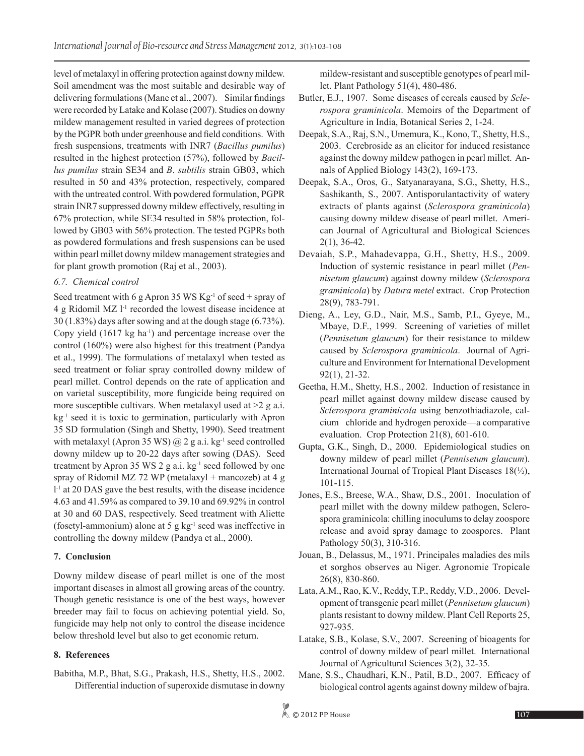level of metalaxyl in offering protection against downy mildew. Soil amendment was the most suitable and desirable way of delivering formulations (Mane et al., 2007). Similar findings were recorded by Latake and Kolase (2007). Studies on downy mildew management resulted in varied degrees of protection by the PGPR both under greenhouse and field conditions. With fresh suspensions, treatments with INR7 (*Bacillus pumilus*) resulted in the highest protection (57%), followed by *Bacillus pumilus* strain SE34 and *B. subtilis* strain GB03, which resulted in 50 and 43% protection, respectively, compared with the untreated control. With powdered formulation, PGPR strain INR7 suppressed downy mildew effectively, resulting in 67% protection, while SE34 resulted in 58% protection, followed by GB03 with 56% protection. The tested PGPRs both as powdered formulations and fresh suspensions can be used within pearl millet downy mildew management strategies and for plant growth promotion (Raj et al., 2003).

### *6.7. Chemical control*

Seed treatment with 6 g Apron 35 WS $Kg^{-1}$ of seed + spray of 4 g Ridomil MZ $l^{-1}$ recorded the lowest disease incidence at 30 (1.83%) days after sowing and at the dough stage (6.73%). Copy yield (1617 kg $ha^{-1}$) and percentage increase over the control (160%) were also highest for this treatment (Pandya et al., 1999). The formulations of metalaxyl when tested as seed treatment or foliar spray controlled downy mildew of pearl millet. Control depends on the rate of application and on varietal susceptibility, more fungicide being required on more susceptible cultivars. When metalaxyl used at >2 g a.i. $kg^{-1}$ seed it is toxic to germination, particularly with Apron 35 SD formulation (Singh and Shetty, 1990). Seed treatment with metalaxyl (Apron 35 WS) @ 2 g a.i. $kg^{-1}$ seed controlled downy mildew up to 20-22 days after sowing (DAS). Seed treatment by Apron 35 WS 2 g a.i. $kg^{-1}$ seed followed by one spray of Ridomil MZ 72 WP (metalaxyl + mancozeb) at 4 g $l^{-1}$ at 20 DAS gave the best results, with the disease incidence 4.63 and 41.59% as compared to 39.10 and 69.92% in control at 30 and 60 DAS, respectively. Seed treatment with Aliette (fosetyl-ammonium) alone at 5 g $kg^{-1}$ seed was ineffective in controlling the downy mildew (Pandya et al., 2000).

## 7. Conclusion

Downy mildew disease of pearl millet is one of the most important diseases in almost all growing areas of the country. Though genetic resistance is one of the best ways, however breeder may fail to focus on achieving potential yield. So, fungicide may help not only to control the disease incidence below threshold level but also to get economic return.

## 8. References

Babitha, M.P., Bhat, S.G., Prakash, H.S., Shetty, H.S., 2002. Differential induction of superoxide dismutase in downy mildew-resistant and susceptible genotypes of pearl millet. Plant Pathology 51(4), 480-486.

Butler, E.J., 1907. Some diseases of cereals caused by *Sclerospora graminicola*. Memoirs of the Department of Agriculture in India, Botanical Series 2, 1-24.

Deepak, S.A., Raj, S.N., Umemura, K., Kono, T., Shetty, H.S., 2003. Cerebroside as an elicitor for induced resistance against the downy mildew pathogen in pearl millet. Annals of Applied Biology 143(2), 169-173.

Deepak, S.A., Oros, G., Satyanarayana, S.G., Shetty, H.S., Sashikanth, S., 2007. Antisporulantactivity of watery extracts of plants against (*Sclerospora graminicola*) causing downy mildew disease of pearl millet. American Journal of Agricultural and Biological Sciences 2(1), 36-42.

Devaiah, S.P., Mahadevappa, G.H., Shetty, H.S., 2009. Induction of systemic resistance in pearl millet (*Pennisetum glaucum*) against downy mildew (*Sclerospora graminicola*) by *Datura metel* extract. Crop Protection 28(9), 783-791.

Dieng, A., Ley, G.D., Nair, M.S., Samb, P.I., Gyeye, M., Mbaye, D.F., 1999. Screening of varieties of millet (*Pennisetum glaucum*) for their resistance to mildew caused by *Sclerospora graminicola*. Journal of Agriculture and Environment for International Development 92(1), 21-32.

Geetha, H.M., Shetty, H.S., 2002. Induction of resistance in pearl millet against downy mildew disease caused by *Sclerospora graminicola* using benzothiadiazole, calcium chloride and hydrogen peroxide—a comparative evaluation. Crop Protection 21(8), 601-610.

Gupta, G.K., Singh, D., 2000. Epidemiological studies on downy mildew of pearl millet (*Pennisetum glaucum*). International Journal of Tropical Plant Diseases 18(½), 101-115.

Jones, E.S., Breese, W.A., Shaw, D.S., 2001. Inoculation of pearl millet with the downy mildew pathogen, Sclerospora graminicola: chilling inoculums to delay zoospore release and avoid spray damage to zoospores. Plant Pathology 50(3), 310-316.

Jouan, B., Delassus, M., 1971. Principales maladies des mils et sorghos observes au Niger. Agronomie Tropicale 26(8), 830-860.

Lata, A.M., Rao, K.V., Reddy, T.P., Reddy, V.D., 2006. Development of transgenic pearl millet (*Pennisetum glaucum*) plants resistant to downy mildew. Plant Cell Reports 25, 927-935.

Latake, S.B., Kolase, S.V., 2007. Screening of bioagents for control of downy mildew of pearl millet. International Journal of Agricultural Sciences 3(2), 32-35.

Mane, S.S., Chaudhari, K.N., Patil, B.D., 2007. Efficacy of biological control agents against downy mildew of bajra.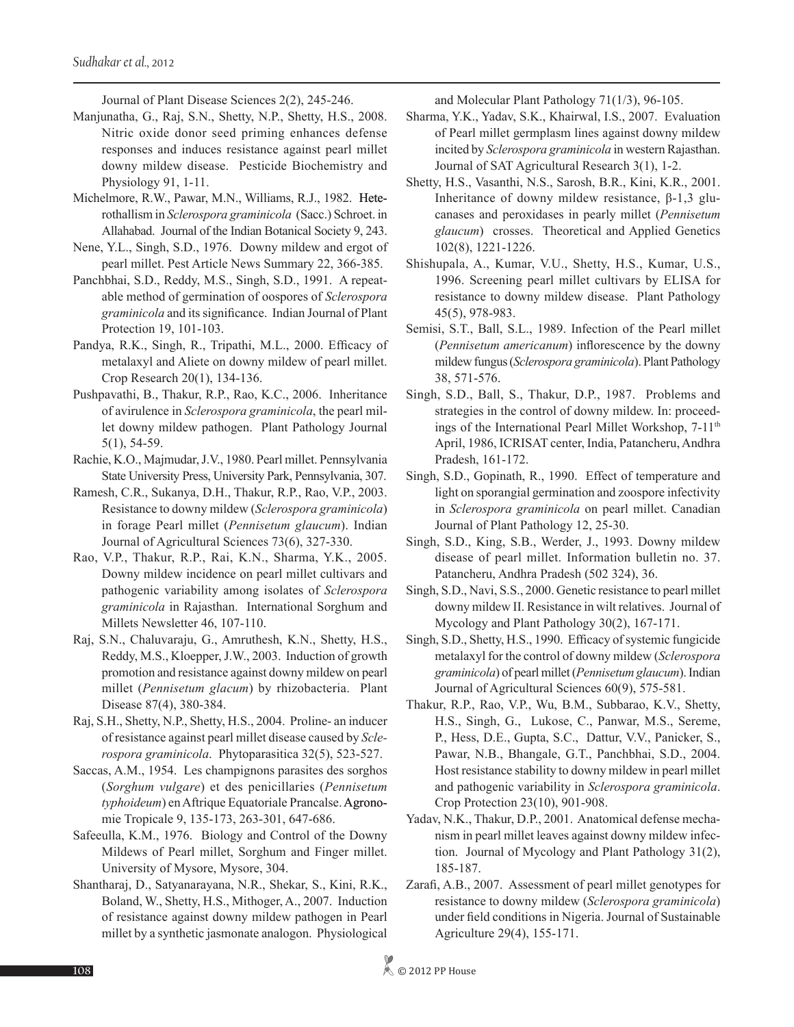Journal of Plant Disease Sciences 2(2), 245-246.

Manjunatha, G., Raj, S.N., Shetty, N.P., Shetty, H.S., 2008. Nitric oxide donor seed priming enhances defense responses and induces resistance against pearl millet downy mildew disease. Pesticide Biochemistry and Physiology 91, 1-11.

Michelmore, R.W., Pawar, M.N., Williams, R.J., 1982. Heterothallism in *Sclerospora graminicola* (Sacc.) Schroet. in Allahabad. Journal of the Indian Botanical Society 9, 243.

Nene, Y.L., Singh, S.D., 1976. Downy mildew and ergot of pearl millet. Pest Article News Summary 22, 366-385.

Panchbhai, S.D., Reddy, M.S., Singh, S.D., 1991. A repeatable method of germination of oospores of *Sclerospora graminicola* and its significance. Indian Journal of Plant Protection 19, 101-103.

Pandya, R.K., Singh, R., Tripathi, M.L., 2000. Efficacy of metalaxyl and Aliete on downy mildew of pearl millet. Crop Research 20(1), 134-136.

Pushpavathi, B., Thakur, R.P., Rao, K.C., 2006. Inheritance of avirulence in *Sclerospora graminicola*, the pearl millet downy mildew pathogen. Plant Pathology Journal 5(1), 54-59.

Rachie, K.O., Majmudar, J.V., 1980. Pearl millet. Pennsylvania State University Press, University Park, Pennsylvania, 307.

Ramesh, C.R., Sukanya, D.H., Thakur, R.P., Rao, V.P., 2003. Resistance to downy mildew (*Sclerospora graminicola*) in forage Pearl millet (*Pennisetum glaucum*). Indian Journal of Agricultural Sciences 73(6), 327-330.

Rao, V.P., Thakur, R.P., Rai, K.N., Sharma, Y.K., 2005. Downy mildew incidence on pearl millet cultivars and pathogenic variability among isolates of *Sclerospora graminicola* in Rajasthan. International Sorghum and Millets Newsletter 46, 107-110.

Raj, S.N., Chaluvaraju, G., Amruthesh, K.N., Shetty, H.S., Reddy, M.S., Kloepper, J.W., 2003. Induction of growth promotion and resistance against downy mildew on pearl millet (*Pennisetum glacum*) by rhizobacteria. Plant Disease 87(4), 380-384.

Raj, S.H., Shetty, N.P., Shetty, H.S., 2004. Proline- an inducer of resistance against pearl millet disease caused by *Sclerospora graminicola*. Phytoparasitica 32(5), 523-527.

Saccas, A.M., 1954. Les champignons parasites des sorghos (*Sorghum vulgare*) et des penicillaries (*Pennisetum typhoideum*) en Aftrique Equatoriale Prancalse. Agronomie Tropicale 9, 135-173, 263-301, 647-686.

Safeeulla, K.M., 1976. Biology and Control of the Downy Mildews of Pearl millet, Sorghum and Finger millet. University of Mysore, Mysore, 304.

Shantharaj, D., Satyanarayana, N.R., Shekar, S., Kini, R.K., Boland, W., Shetty, H.S., Mithoger, A., 2007. Induction of resistance against downy mildew pathogen in Pearl millet by a synthetic jasmonate analogon. Physiological and Molecular Plant Pathology 71(1/3), 96-105.

Sharma, Y.K., Yadav, S.K., Khairwal, I.S., 2007. Evaluation of Pearl millet germplasm lines against downy mildew incited by *Sclerospora graminicola* in western Rajasthan. Journal of SAT Agricultural Research 3(1), 1-2.

Shetty, H.S., Vasanthi, N.S., Sarosh, B.R., Kini, K.R., 2001. Inheritance of downy mildew resistance, β-1,3 glucanases and peroxidases in pearly millet (*Pennisetum glaucum*) crosses. Theoretical and Applied Genetics 102(8), 1221-1226.

Shishupala, A., Kumar, V.U., Shetty, H.S., Kumar, U.S., 1996. Screening pearl millet cultivars by ELISA for resistance to downy mildew disease. Plant Pathology 45(5), 978-983.

Semisi, S.T., Ball, S.L., 1989. Infection of the Pearl millet (*Pennisetum americanum*) inflorescence by the downy mildew fungus (*Sclerospora graminicola*). Plant Pathology 38, 571-576.

Singh, S.D., Ball, S., Thakur, D.P., 1987. Problems and strategies in the control of downy mildew. In: proceedings of the International Pearl Millet Workshop, 7-11th April, 1986, ICRISAT center, India, Patancheru, Andhra Pradesh, 161-172.

Singh, S.D., Gopinath, R., 1990. Effect of temperature and light on sporangial germination and zoospore infectivity in *Sclerospora graminicola* on pearl millet. Canadian Journal of Plant Pathology 12, 25-30.

Singh, S.D., King, S.B., Werder, J., 1993. Downy mildew disease of pearl millet. Information bulletin no. 37. Patancheru, Andhra Pradesh (502 324), 36.

Singh, S.D., Navi, S.S., 2000. Genetic resistance to pearl millet downy mildew II. Resistance in wilt relatives. Journal of Mycology and Plant Pathology 30(2), 167-171.

Singh, S.D., Shetty, H.S., 1990. Efficacy of systemic fungicide metalaxyl for the control of downy mildew (*Sclerospora graminicola*) of pearl millet (*Pennisetum glaucum*). Indian Journal of Agricultural Sciences 60(9), 575-581.

Thakur, R.P., Rao, V.P., Wu, B.M., Subbarao, K.V., Shetty, H.S., Singh, G., Lukose, C., Panwar, M.S., Sereme, P., Hess, D.E., Gupta, S.C., Dattur, V.V., Panicker, S., Pawar, N.B., Bhangale, G.T., Panchbhai, S.D., 2004. Host resistance stability to downy mildew in pearl millet and pathogenic variability in *Sclerospora graminicola*. Crop Protection 23(10), 901-908.

Yadav, N.K., Thakur, D.P., 2001. Anatomical defense mechanism in pearl millet leaves against downy mildew infection. Journal of Mycology and Plant Pathology 31(2), 185-187.

Zarafi, A.B., 2007. Assessment of pearl millet genotypes for resistance to downy mildew (*Sclerospora graminicola*) under field conditions in Nigeria. Journal of Sustainable Agriculture 29(4), 155-171.